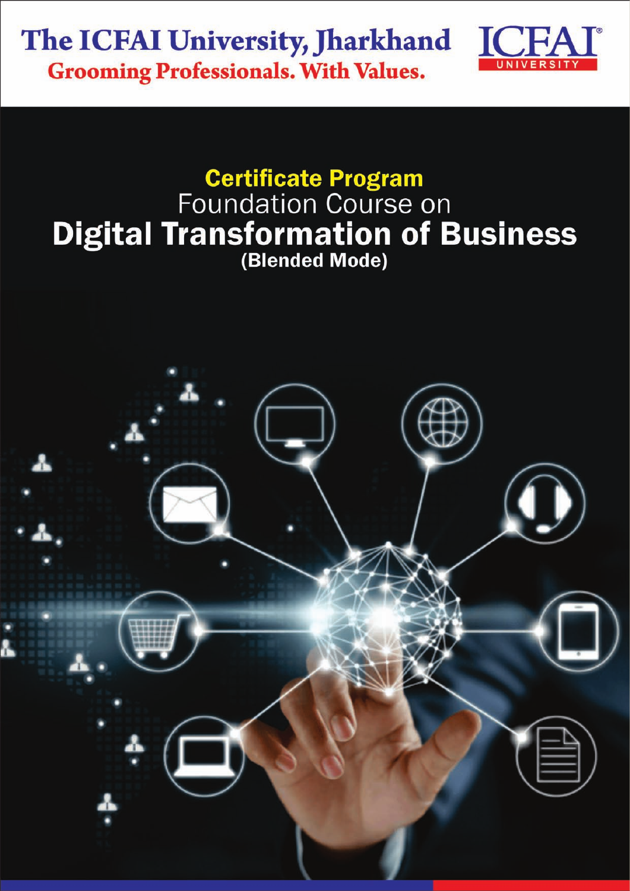# The ICFAI University, Jharkhand

**Grooming Professionals. With Values.**

ICFAI UNIVERSITY

## Certificate Program

Foundation Course on

# Digital Transformation of Business

**(Blended Mode)**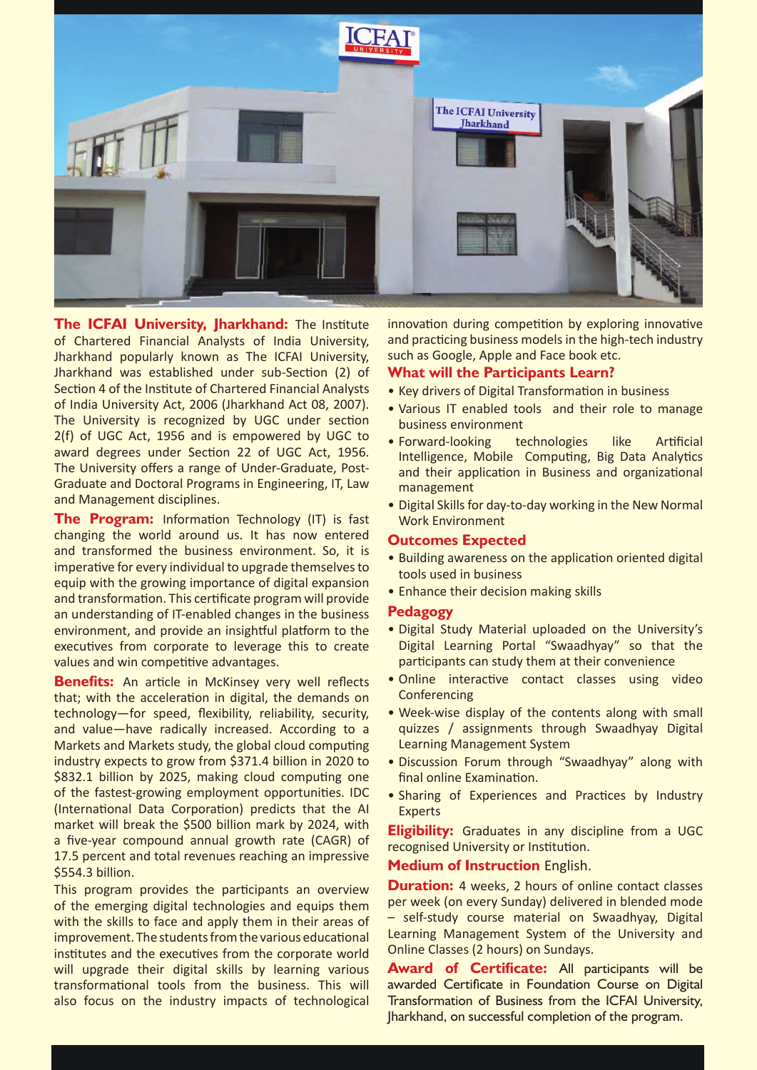**The ICFAI University, Jharkhand:** The Institute of Chartered Financial Analysts of India University, Jharkhand popularly known as The ICFAI University, Jharkhand was established under sub-Section (2) of Section 4 of the Institute of Chartered Financial Analysts of India University Act, 2006 (Jharkhand Act 08, 2007). The University is recognized by UGC under section 2(f) of UGC Act, 1956 and is empowered by UGC to award degrees under Section 22 of UGC Act, 1956. The University offers a range of Under-Graduate, Post-Graduate and Doctoral Programs in Engineering, IT, Law and Management disciplines.

**The Program:** Information Technology (IT) is fast changing the world around us. It has now entered and transformed the business environment. So, it is imperative for every individual to upgrade themselves to equip with the growing importance of digital expansion and transformation. This certificate program will provide an understanding of IT-enabled changes in the business environment, and provide an insightful platform to the executives from corporate to leverage this to create values and win competitive advantages.

**Benefits:** An article in McKinsey very well reflects that; with the acceleration in digital, the demands on technology—for speed, flexibility, reliability, security, and value—have radically increased. According to a Markets and Markets study, the global cloud computing industry expects to grow from $371.4 billion in 2020 to $832.1 billion by 2025, making cloud computing one of the fastest-growing employment opportunities. IDC (International Data Corporation) predicts that the AI market will break the $500 billion mark by 2024, with a five-year compound annual growth rate (CAGR) of 17.5 percent and total revenues reaching an impressive $554.3 billion.

This program provides the participants an overview of the emerging digital technologies and equips them with the skills to face and apply them in their areas of improvement. The students from the various educational institutes and the executives from the corporate world will upgrade their digital skills by learning various transformational tools from the business. This will also focus on the industry impacts of technological innovation during competition by exploring innovative and practicing business models in the high-tech industry such as Google, Apple and Face book etc.

**What will the Participants Learn?**

- Key drivers of Digital Transformation in business
- Various IT enabled tools and their role to manage business environment
- Forward-looking technologies like Artificial Intelligence, Mobile Computing, Big Data Analytics and their application in Business and organizational management
- Digital Skills for day-to-day working in the New Normal Work Environment

**Outcomes Expected**

- Building awareness on the application oriented digital tools used in business
- Enhance their decision making skills

**Pedagogy**

- Digital Study Material uploaded on the University's Digital Learning Portal "Swaadhyay" so that the participants can study them at their convenience
- Online interactive contact classes using video Conferencing
- Week-wise display of the contents along with small quizzes / assignments through Swaadhyay Digital Learning Management System
- Discussion Forum through "Swaadhyay" along with final online Examination.
- Sharing of Experiences and Practices by Industry Experts

**Eligibility:** Graduates in any discipline from a UGC recognised University or Institution.

**Medium of Instruction** English.

**Duration:** 4 weeks, 2 hours of online contact classes per week (on every Sunday) delivered in blended mode – self-study course material on Swaadhyay, Digital Learning Management System of the University and Online Classes (2 hours) on Sundays.

**Award of Certificate:** All participants will be awarded Certificate in Foundation Course on Digital Transformation of Business from the ICFAI University, Jharkhand, on successful completion of the program.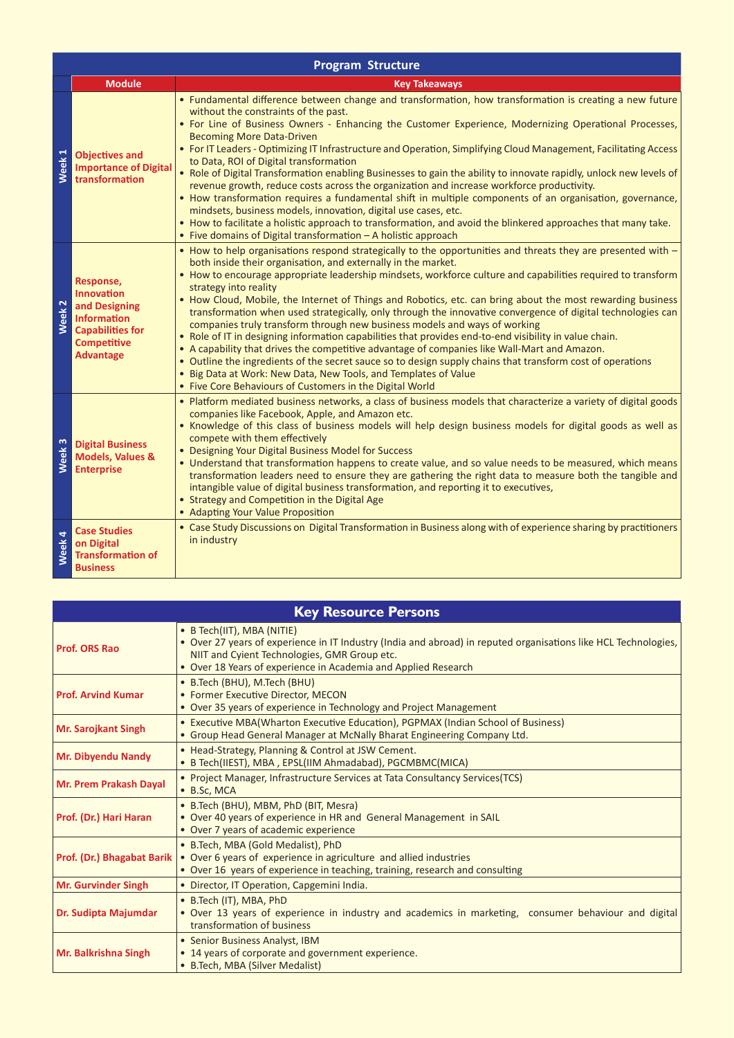## Program Structure

| | Module | Key Takeaways |
|---|---|---|
| Week 1 | **Objectives and Importance of Digital transformation** | • Fundamental difference between change and transformation, how transformation is creating a new future without the constraints of the past.<br>• For Line of Business Owners - Enhancing the Customer Experience, Modernizing Operational Processes, Becoming More Data-Driven<br>• For IT Leaders - Optimizing IT Infrastructure and Operation, Simplifying Cloud Management, Facilitating Access to Data, ROI of Digital transformation<br>• Role of Digital Transformation enabling Businesses to gain the ability to innovate rapidly, unlock new levels of revenue growth, reduce costs across the organization and increase workforce productivity.<br>• How transformation requires a fundamental shift in multiple components of an organisation, governance, mindsets, business models, innovation, digital use cases, etc.<br>• How to facilitate a holistic approach to transformation, and avoid the blinkered approaches that many take.<br>• Five domains of Digital transformation – A holistic approach |
| Week 2 | **Response, Innovation and Designing Information Capabilities for Competitive Advantage** | • How to help organisations respond strategically to the opportunities and threats they are presented with – both inside their organisation, and externally in the market.<br>• How to encourage appropriate leadership mindsets, workforce culture and capabilities required to transform strategy into reality<br>• How Cloud, Mobile, the Internet of Things and Robotics, etc. can bring about the most rewarding business transformation when used strategically, only through the innovative convergence of digital technologies can companies truly transform through new business models and ways of working<br>• Role of IT in designing information capabilities that provides end-to-end visibility in value chain.<br>• A capability that drives the competitive advantage of companies like Wall-Mart and Amazon.<br>• Outline the ingredients of the secret sauce so to design supply chains that transform cost of operations<br>• Big Data at Work: New Data, New Tools, and Templates of Value<br>• Five Core Behaviours of Customers in the Digital World |
| Week 3 | **Digital Business Models, Values & Enterprise** | • Platform mediated business networks, a class of business models that characterize a variety of digital goods companies like Facebook, Apple, and Amazon etc.<br>• Knowledge of this class of business models will help design business models for digital goods as well as compete with them effectively<br>• Designing Your Digital Business Model for Success<br>• Understand that transformation happens to create value, and so value needs to be measured, which means transformation leaders need to ensure they are gathering the right data to measure both the tangible and intangible value of digital business transformation, and reporting it to executives,<br>• Strategy and Competition in the Digital Age<br>• Adapting Your Value Proposition |
| Week 4 | **Case Studies on Digital Transformation of Business** | • Case Study Discussions on Digital Transformation in Business along with of experience sharing by practitioners in industry |

## Key Resource Persons

| Name | Profile |
|---|---|
| **Prof. ORS Rao** | • B Tech(IIT), MBA (NITIE)<br>• Over 27 years of experience in IT Industry (India and abroad) in reputed organisations like HCL Technologies, NIIT and Cyient Technologies, GMR Group etc.<br>• Over 18 Years of experience in Academia and Applied Research |
| **Prof. Arvind Kumar** | • B.Tech (BHU), M.Tech (BHU)<br>• Former Executive Director, MECON<br>• Over 35 years of experience in Technology and Project Management |
| **Mr. Sarojkant Singh** | • Executive MBA(Wharton Executive Education), PGPMAX (Indian School of Business)<br>• Group Head General Manager at McNally Bharat Engineering Company Ltd. |
| **Mr. Dibyendu Nandy** | • Head-Strategy, Planning & Control at JSW Cement.<br>• B Tech(IIEST), MBA , EPSL(IIM Ahmadabad), PGCMBMC(MICA) |
| **Mr. Prem Prakash Dayal** | • Project Manager, Infrastructure Services at Tata Consultancy Services(TCS)<br>• B.Sc, MCA |
| **Prof. (Dr.) Hari Haran** | • B.Tech (BHU), MBM, PhD (BIT, Mesra)<br>• Over 40 years of experience in HR and General Management in SAIL<br>• Over 7 years of academic experience |
| **Prof. (Dr.) Bhagabat Barik** | • B.Tech, MBA (Gold Medalist), PhD<br>• Over 6 years of experience in agriculture and allied industries<br>• Over 16 years of experience in teaching, training, research and consulting |
| **Mr. Gurvinder Singh** | • Director, IT Operation, Capgemini India. |
| **Dr. Sudipta Majumdar** | • B.Tech (IT), MBA, PhD<br>• Over 13 years of experience in industry and academics in marketing, consumer behaviour and digital transformation of business |
| **Mr. Balkrishna Singh** | • Senior Business Analyst, IBM<br>• 14 years of corporate and government experience.<br>• B.Tech, MBA (Silver Medalist) |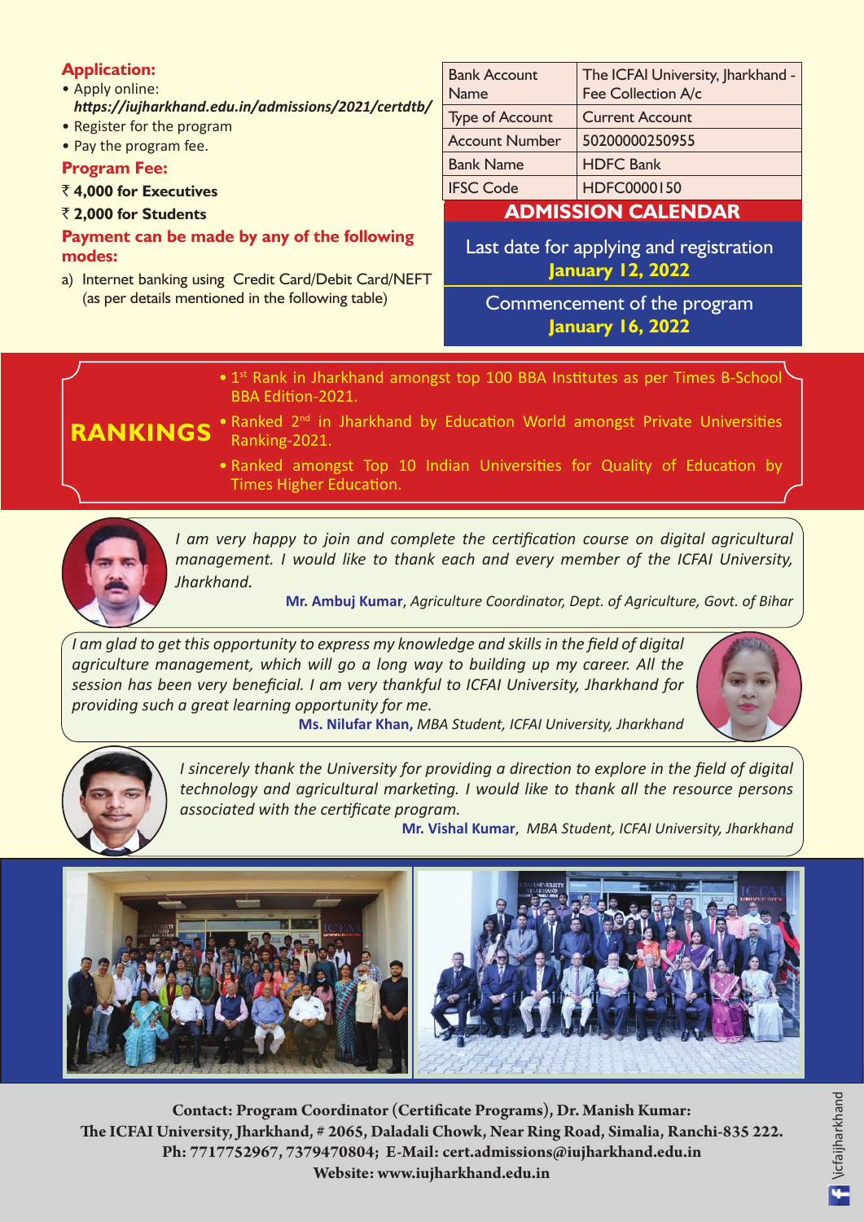## Application:

- Apply online: ***https://iujharkhand.edu.in/admissions/2021/certdtb/***
- Register for the program
- Pay the program fee.

## Program Fee:

**₹ 4,000 for Executives**

**₹ 2,000 for Students**

## Payment can be made by any of the following modes:

a) Internet banking using Credit Card/Debit Card/NEFT (as per details mentioned in the following table)

| | |
|---|---|
| Bank Account Name | The ICFAI University, Jharkhand - Fee Collection A/c |
| Type of Account | Current Account |
| Account Number | 50200000250955 |
| Bank Name | HDFC Bank |
| IFSC Code | HDFC0000150 |

## ADMISSION CALENDAR

Last date for applying and registration
**January 12, 2022**

Commencement of the program
**January 16, 2022**

## RANKINGS

- 1st Rank in Jharkhand amongst top 100 BBA Institutes as per Times B-School BBA Edition-2021.
- Ranked 2nd in Jharkhand by Education World amongst Private Universities Ranking-2021.
- Ranked amongst Top 10 Indian Universities for Quality of Education by Times Higher Education.

*I am very happy to join and complete the certification course on digital agricultural management. I would like to thank each and every member of the ICFAI University, Jharkhand.*

**Mr. Ambuj Kumar**, *Agriculture Coordinator, Dept. of Agriculture, Govt. of Bihar*

*I am glad to get this opportunity to express my knowledge and skills in the field of digital agriculture management, which will go a long way to building up my career. All the session has been very beneficial. I am very thankful to ICFAI University, Jharkhand for providing such a great learning opportunity for me.*

**Ms. Nilufar Khan,** *MBA Student, ICFAI University, Jharkhand*

*I sincerely thank the University for providing a direction to explore in the field of digital technology and agricultural marketing. I would like to thank all the resource persons associated with the certificate program.*

**Mr. Vishal Kumar**, *MBA Student, ICFAI University, Jharkhand*

**Contact: Program Coordinator (Certificate Programs), Dr. Manish Kumar:**
**The ICFAI University, Jharkhand, # 2065, Daladali Chowk, Near Ring Road, Simalia, Ranchi-835 222.**
**Ph: 7717752967, 7379470804; E-Mail: cert.admissions@iujharkhand.edu.in**
**Website: www.iujharkhand.edu.in**

\icfaijharkhand